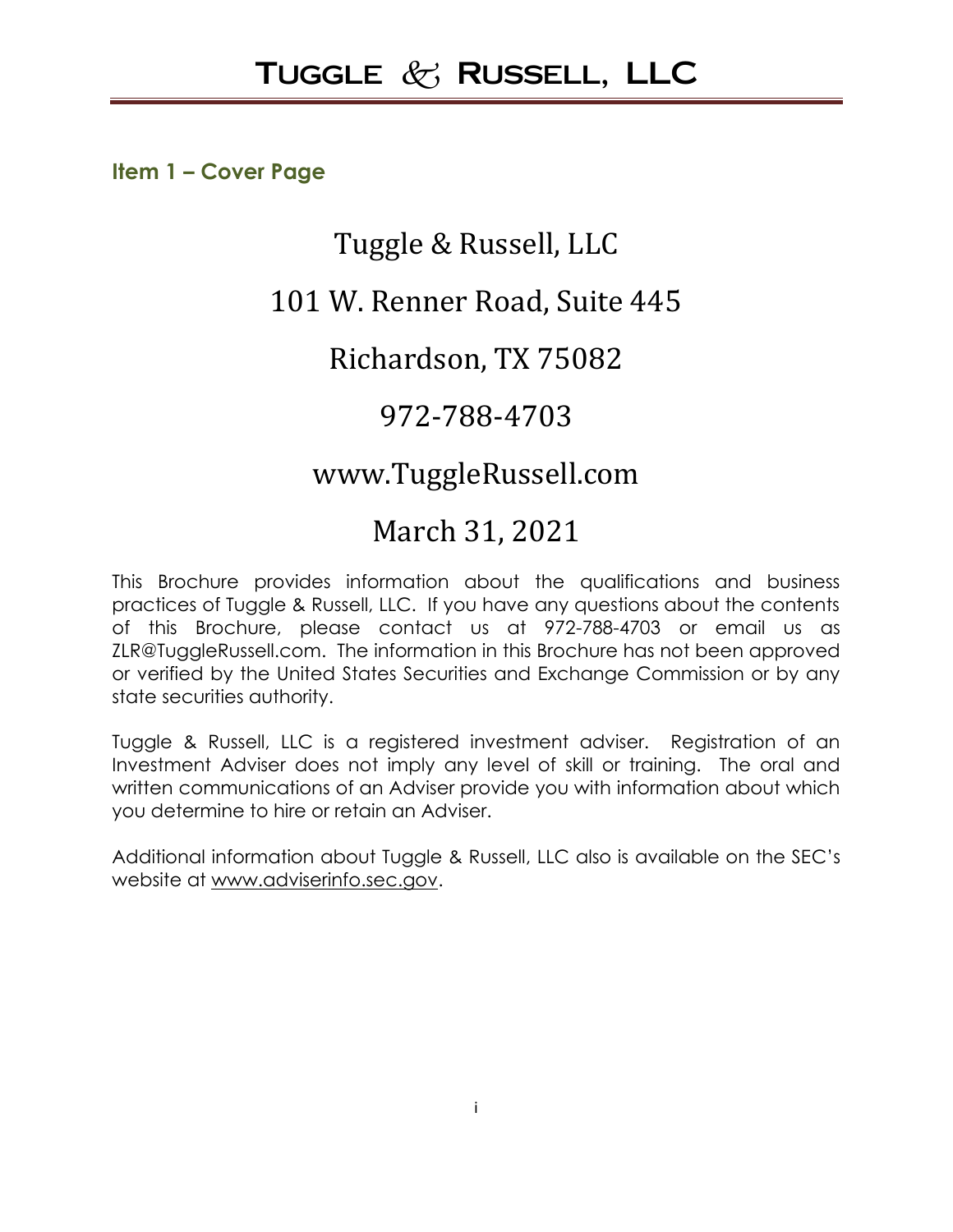# Tuggle & Russell, LLC

## Item 1 – Cover Page

Tuggle & Russell, LLC

101 W. Renner Road, Suite 445

Richardson, TX 75082

972-788-4703

www.TuggleRussell.com

March 31, 2021

This Brochure provides information about the qualifications and business practices of Tuggle & Russell, LLC. If you have any questions about the contents of this Brochure, please contact us at 972-788-4703 or email us as ZLR@TuggleRussell.com. The information in this Brochure has not been approved or verified by the United States Securities and Exchange Commission or by any state securities authority.

Tuggle & Russell, LLC is a registered investment adviser. Registration of an Investment Adviser does not imply any level of skill or training. The oral and written communications of an Adviser provide you with information about which you determine to hire or retain an Adviser.

Additional information about Tuggle & Russell, LLC also is available on the SEC's website at www.adviserinfo.sec.gov.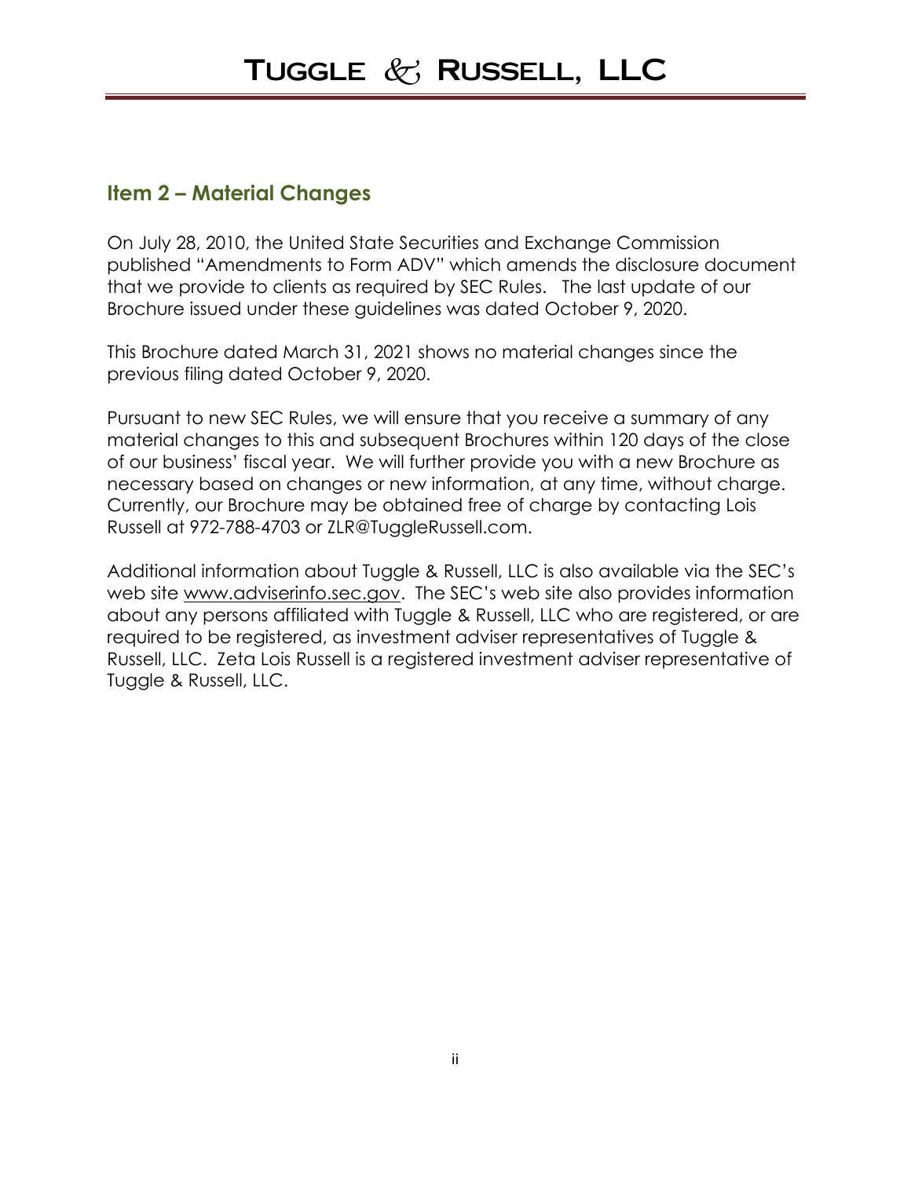## Item 2 – Material Changes

On July 28, 2010, the United State Securities and Exchange Commission published “Amendments to Form ADV” which amends the disclosure document that we provide to clients as required by SEC Rules. The last update of our Brochure issued under these guidelines was dated October 9, 2020.

This Brochure dated March 31, 2021 shows no material changes since the previous filing dated October 9, 2020.

Pursuant to new SEC Rules, we will ensure that you receive a summary of any material changes to this and subsequent Brochures within 120 days of the close of our business’ fiscal year. We will further provide you with a new Brochure as necessary based on changes or new information, at any time, without charge. Currently, our Brochure may be obtained free of charge by contacting Lois Russell at 972-788-4703 or ZLR@TuggleRussell.com.

Additional information about Tuggle & Russell, LLC is also available via the SEC’s web site www.adviserinfo.sec.gov. The SEC’s web site also provides information about any persons affiliated with Tuggle & Russell, LLC who are registered, or are required to be registered, as investment adviser representatives of Tuggle & Russell, LLC. Zeta Lois Russell is a registered investment adviser representative of Tuggle & Russell, LLC.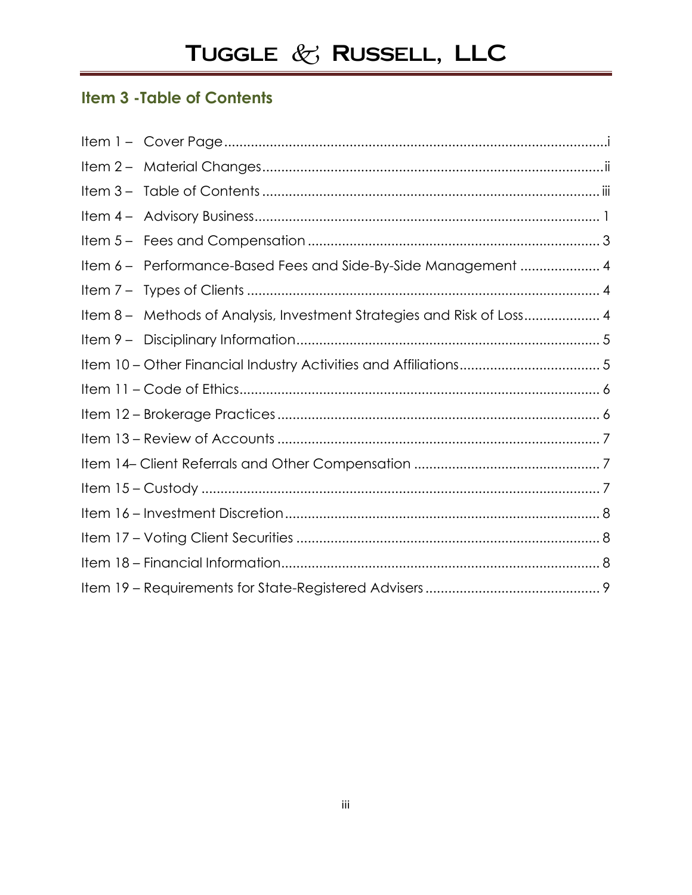## Item 3 -Table of Contents

Item 1 – Cover Page ... i
Item 2 – Material Changes ... ii
Item 3 – Table of Contents ... iii
Item 4 – Advisory Business ... 1
Item 5 – Fees and Compensation ... 3
Item 6 – Performance-Based Fees and Side-By-Side Management ... 4
Item 7 – Types of Clients ... 4
Item 8 – Methods of Analysis, Investment Strategies and Risk of Loss ... 4
Item 9 – Disciplinary Information ... 5
Item 10 – Other Financial Industry Activities and Affiliations ... 5
Item 11 – Code of Ethics ... 6
Item 12 – Brokerage Practices ... 6
Item 13 – Review of Accounts ... 7
Item 14– Client Referrals and Other Compensation ... 7
Item 15 – Custody ... 7
Item 16 – Investment Discretion ... 8
Item 17 – Voting Client Securities ... 8
Item 18 – Financial Information ... 8
Item 19 – Requirements for State-Registered Advisers ... 9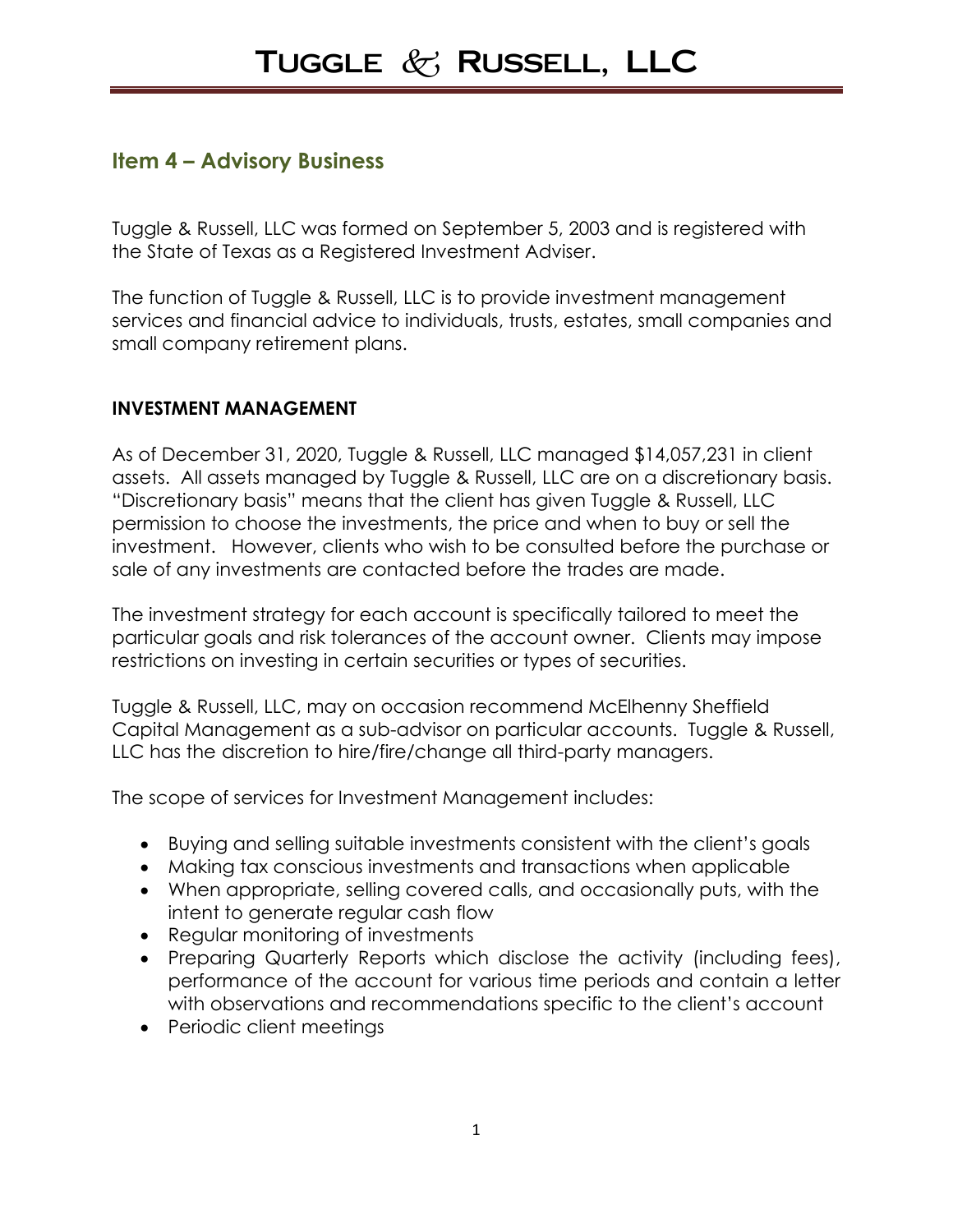## Item 4 – Advisory Business

Tuggle & Russell, LLC was formed on September 5, 2003 and is registered with the State of Texas as a Registered Investment Adviser.

The function of Tuggle & Russell, LLC is to provide investment management services and financial advice to individuals, trusts, estates, small companies and small company retirement plans.

**INVESTMENT MANAGEMENT**

As of December 31, 2020, Tuggle & Russell, LLC managed $14,057,231 in client assets. All assets managed by Tuggle & Russell, LLC are on a discretionary basis. "Discretionary basis" means that the client has given Tuggle & Russell, LLC permission to choose the investments, the price and when to buy or sell the investment. However, clients who wish to be consulted before the purchase or sale of any investments are contacted before the trades are made.

The investment strategy for each account is specifically tailored to meet the particular goals and risk tolerances of the account owner. Clients may impose restrictions on investing in certain securities or types of securities.

Tuggle & Russell, LLC, may on occasion recommend McElhenny Sheffield Capital Management as a sub-advisor on particular accounts. Tuggle & Russell, LLC has the discretion to hire/fire/change all third-party managers.

The scope of services for Investment Management includes:

- Buying and selling suitable investments consistent with the client's goals
- Making tax conscious investments and transactions when applicable
- When appropriate, selling covered calls, and occasionally puts, with the intent to generate regular cash flow
- Regular monitoring of investments
- Preparing Quarterly Reports which disclose the activity (including fees), performance of the account for various time periods and contain a letter with observations and recommendations specific to the client's account
- Periodic client meetings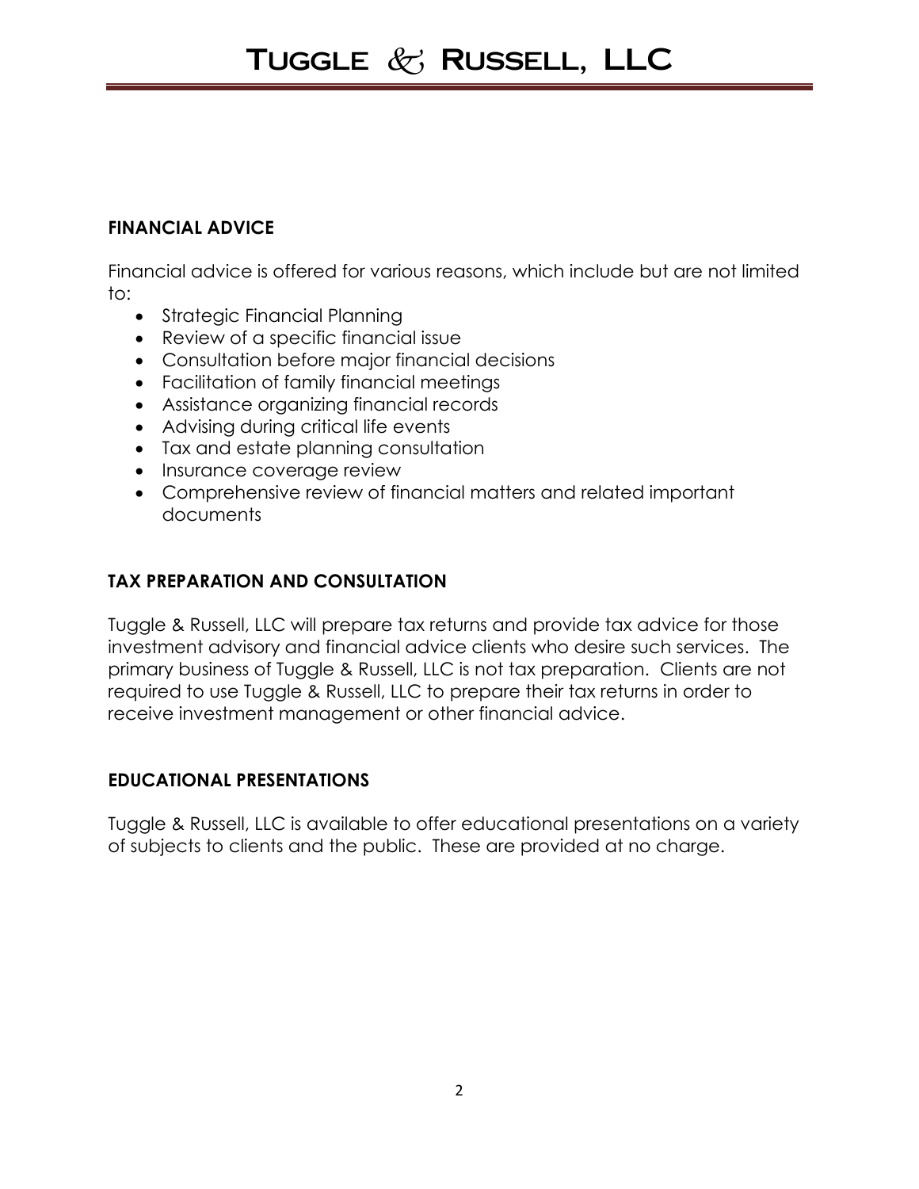## FINANCIAL ADVICE

Financial advice is offered for various reasons, which include but are not limited to:

- Strategic Financial Planning
- Review of a specific financial issue
- Consultation before major financial decisions
- Facilitation of family financial meetings
- Assistance organizing financial records
- Advising during critical life events
- Tax and estate planning consultation
- Insurance coverage review
- Comprehensive review of financial matters and related important documents

## TAX PREPARATION AND CONSULTATION

Tuggle & Russell, LLC will prepare tax returns and provide tax advice for those investment advisory and financial advice clients who desire such services. The primary business of Tuggle & Russell, LLC is not tax preparation. Clients are not required to use Tuggle & Russell, LLC to prepare their tax returns in order to receive investment management or other financial advice.

## EDUCATIONAL PRESENTATIONS

Tuggle & Russell, LLC is available to offer educational presentations on a variety of subjects to clients and the public. These are provided at no charge.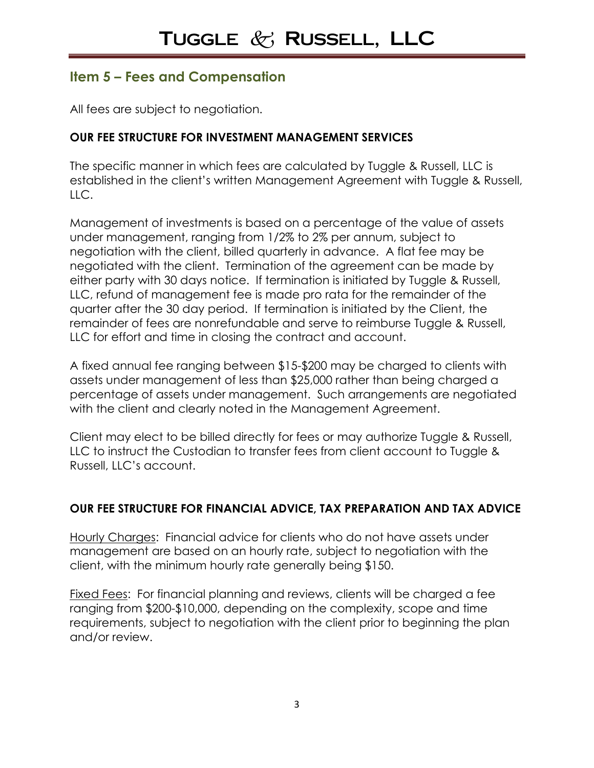## Item 5 – Fees and Compensation

All fees are subject to negotiation.

### OUR FEE STRUCTURE FOR INVESTMENT MANAGEMENT SERVICES

The specific manner in which fees are calculated by Tuggle & Russell, LLC is established in the client's written Management Agreement with Tuggle & Russell, LLC.

Management of investments is based on a percentage of the value of assets under management, ranging from 1/2% to 2% per annum, subject to negotiation with the client, billed quarterly in advance. A flat fee may be negotiated with the client. Termination of the agreement can be made by either party with 30 days notice. If termination is initiated by Tuggle & Russell, LLC, refund of management fee is made pro rata for the remainder of the quarter after the 30 day period. If termination is initiated by the Client, the remainder of fees are nonrefundable and serve to reimburse Tuggle & Russell, LLC for effort and time in closing the contract and account.

A fixed annual fee ranging between $15-$200 may be charged to clients with assets under management of less than $25,000 rather than being charged a percentage of assets under management. Such arrangements are negotiated with the client and clearly noted in the Management Agreement.

Client may elect to be billed directly for fees or may authorize Tuggle & Russell, LLC to instruct the Custodian to transfer fees from client account to Tuggle & Russell, LLC's account.

### OUR FEE STRUCTURE FOR FINANCIAL ADVICE, TAX PREPARATION AND TAX ADVICE

Hourly Charges: Financial advice for clients who do not have assets under management are based on an hourly rate, subject to negotiation with the client, with the minimum hourly rate generally being $150.

Fixed Fees: For financial planning and reviews, clients will be charged a fee ranging from $200-$10,000, depending on the complexity, scope and time requirements, subject to negotiation with the client prior to beginning the plan and/or review.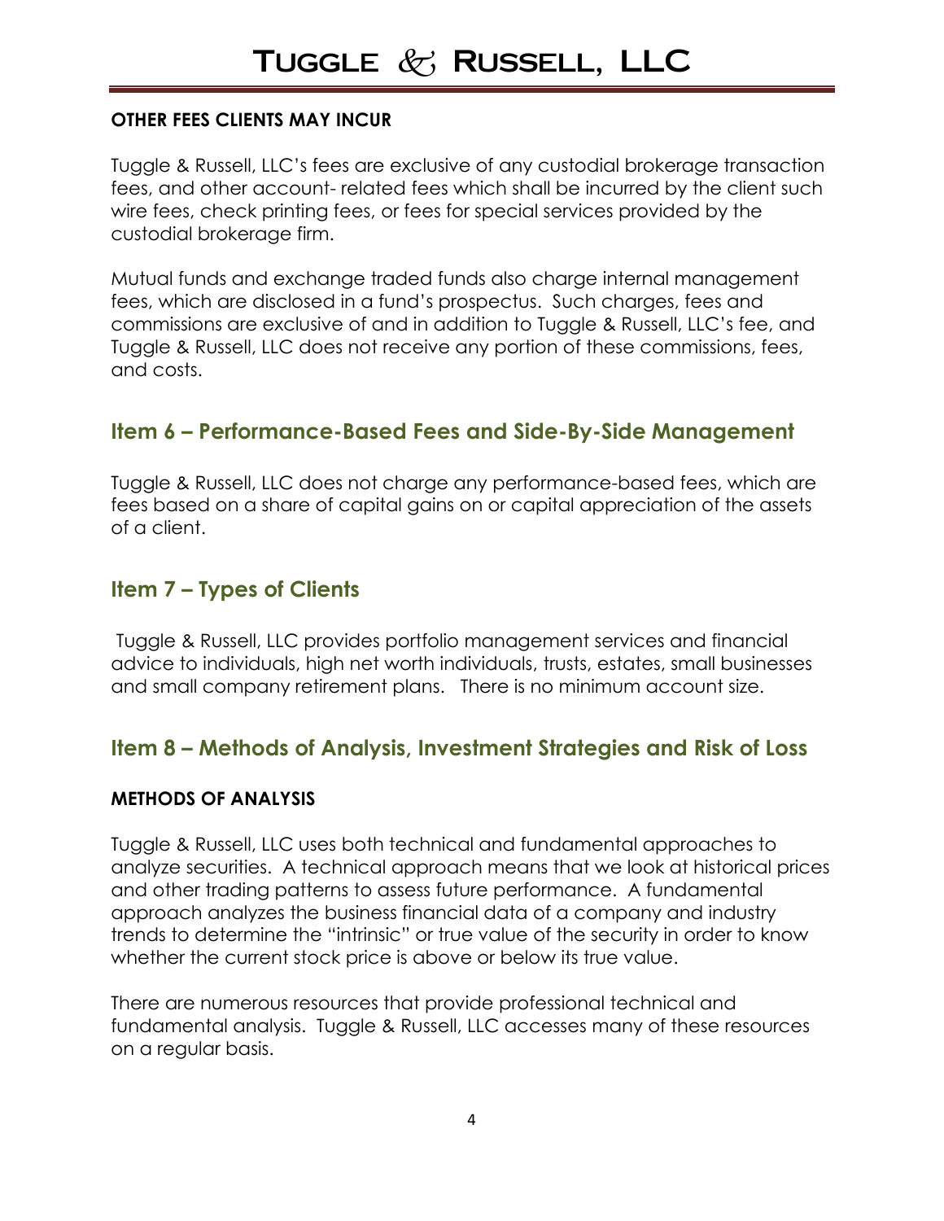#### OTHER FEES CLIENTS MAY INCUR

Tuggle & Russell, LLC's fees are exclusive of any custodial brokerage transaction fees, and other account- related fees which shall be incurred by the client such wire fees, check printing fees, or fees for special services provided by the custodial brokerage firm.

Mutual funds and exchange traded funds also charge internal management fees, which are disclosed in a fund's prospectus. Such charges, fees and commissions are exclusive of and in addition to Tuggle & Russell, LLC's fee, and Tuggle & Russell, LLC does not receive any portion of these commissions, fees, and costs.

## Item 6 – Performance-Based Fees and Side-By-Side Management

Tuggle & Russell, LLC does not charge any performance-based fees, which are fees based on a share of capital gains on or capital appreciation of the assets of a client.

## Item 7 – Types of Clients

Tuggle & Russell, LLC provides portfolio management services and financial advice to individuals, high net worth individuals, trusts, estates, small businesses and small company retirement plans. There is no minimum account size.

## Item 8 – Methods of Analysis, Investment Strategies and Risk of Loss

#### METHODS OF ANALYSIS

Tuggle & Russell, LLC uses both technical and fundamental approaches to analyze securities. A technical approach means that we look at historical prices and other trading patterns to assess future performance. A fundamental approach analyzes the business financial data of a company and industry trends to determine the "intrinsic" or true value of the security in order to know whether the current stock price is above or below its true value.

There are numerous resources that provide professional technical and fundamental analysis. Tuggle & Russell, LLC accesses many of these resources on a regular basis.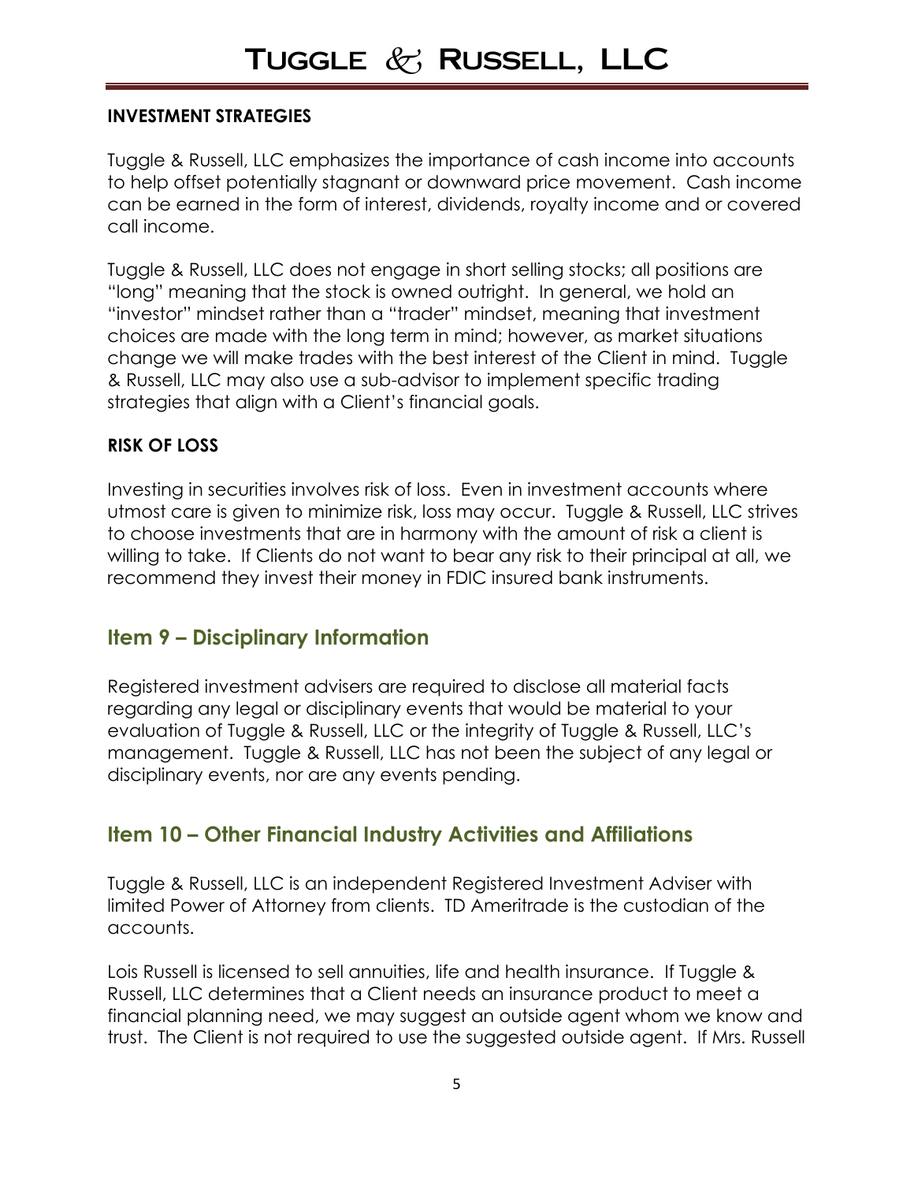### INVESTMENT STRATEGIES

Tuggle & Russell, LLC emphasizes the importance of cash income into accounts to help offset potentially stagnant or downward price movement. Cash income can be earned in the form of interest, dividends, royalty income and or covered call income.

Tuggle & Russell, LLC does not engage in short selling stocks; all positions are "long" meaning that the stock is owned outright. In general, we hold an "investor" mindset rather than a "trader" mindset, meaning that investment choices are made with the long term in mind; however, as market situations change we will make trades with the best interest of the Client in mind. Tuggle & Russell, LLC may also use a sub-advisor to implement specific trading strategies that align with a Client's financial goals.

### RISK OF LOSS

Investing in securities involves risk of loss. Even in investment accounts where utmost care is given to minimize risk, loss may occur. Tuggle & Russell, LLC strives to choose investments that are in harmony with the amount of risk a client is willing to take. If Clients do not want to bear any risk to their principal at all, we recommend they invest their money in FDIC insured bank instruments.

## Item 9 – Disciplinary Information

Registered investment advisers are required to disclose all material facts regarding any legal or disciplinary events that would be material to your evaluation of Tuggle & Russell, LLC or the integrity of Tuggle & Russell, LLC's management. Tuggle & Russell, LLC has not been the subject of any legal or disciplinary events, nor are any events pending.

## Item 10 – Other Financial Industry Activities and Affiliations

Tuggle & Russell, LLC is an independent Registered Investment Adviser with limited Power of Attorney from clients. TD Ameritrade is the custodian of the accounts.

Lois Russell is licensed to sell annuities, life and health insurance. If Tuggle & Russell, LLC determines that a Client needs an insurance product to meet a financial planning need, we may suggest an outside agent whom we know and trust. The Client is not required to use the suggested outside agent. If Mrs. Russell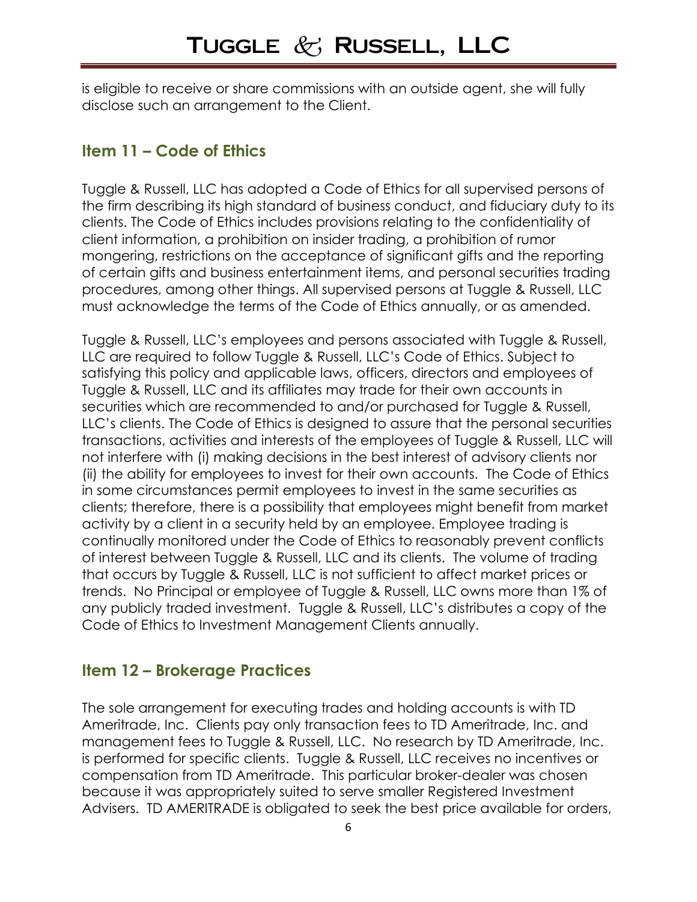is eligible to receive or share commissions with an outside agent, she will fully disclose such an arrangement to the Client.

## Item 11 – Code of Ethics

Tuggle & Russell, LLC has adopted a Code of Ethics for all supervised persons of the firm describing its high standard of business conduct, and fiduciary duty to its clients. The Code of Ethics includes provisions relating to the confidentiality of client information, a prohibition on insider trading, a prohibition of rumor mongering, restrictions on the acceptance of significant gifts and the reporting of certain gifts and business entertainment items, and personal securities trading procedures, among other things. All supervised persons at Tuggle & Russell, LLC must acknowledge the terms of the Code of Ethics annually, or as amended.

Tuggle & Russell, LLC's employees and persons associated with Tuggle & Russell, LLC are required to follow Tuggle & Russell, LLC's Code of Ethics. Subject to satisfying this policy and applicable laws, officers, directors and employees of Tuggle & Russell, LLC and its affiliates may trade for their own accounts in securities which are recommended to and/or purchased for Tuggle & Russell, LLC's clients. The Code of Ethics is designed to assure that the personal securities transactions, activities and interests of the employees of Tuggle & Russell, LLC will not interfere with (i) making decisions in the best interest of advisory clients nor (ii) the ability for employees to invest for their own accounts. The Code of Ethics in some circumstances permit employees to invest in the same securities as clients; therefore, there is a possibility that employees might benefit from market activity by a client in a security held by an employee. Employee trading is continually monitored under the Code of Ethics to reasonably prevent conflicts of interest between Tuggle & Russell, LLC and its clients. The volume of trading that occurs by Tuggle & Russell, LLC is not sufficient to affect market prices or trends. No Principal or employee of Tuggle & Russell, LLC owns more than 1% of any publicly traded investment. Tuggle & Russell, LLC's distributes a copy of the Code of Ethics to Investment Management Clients annually.

## Item 12 – Brokerage Practices

The sole arrangement for executing trades and holding accounts is with TD Ameritrade, Inc. Clients pay only transaction fees to TD Ameritrade, Inc. and management fees to Tuggle & Russell, LLC. No research by TD Ameritrade, Inc. is performed for specific clients. Tuggle & Russell, LLC receives no incentives or compensation from TD Ameritrade. This particular broker-dealer was chosen because it was appropriately suited to serve smaller Registered Investment Advisers. TD AMERITRADE is obligated to seek the best price available for orders,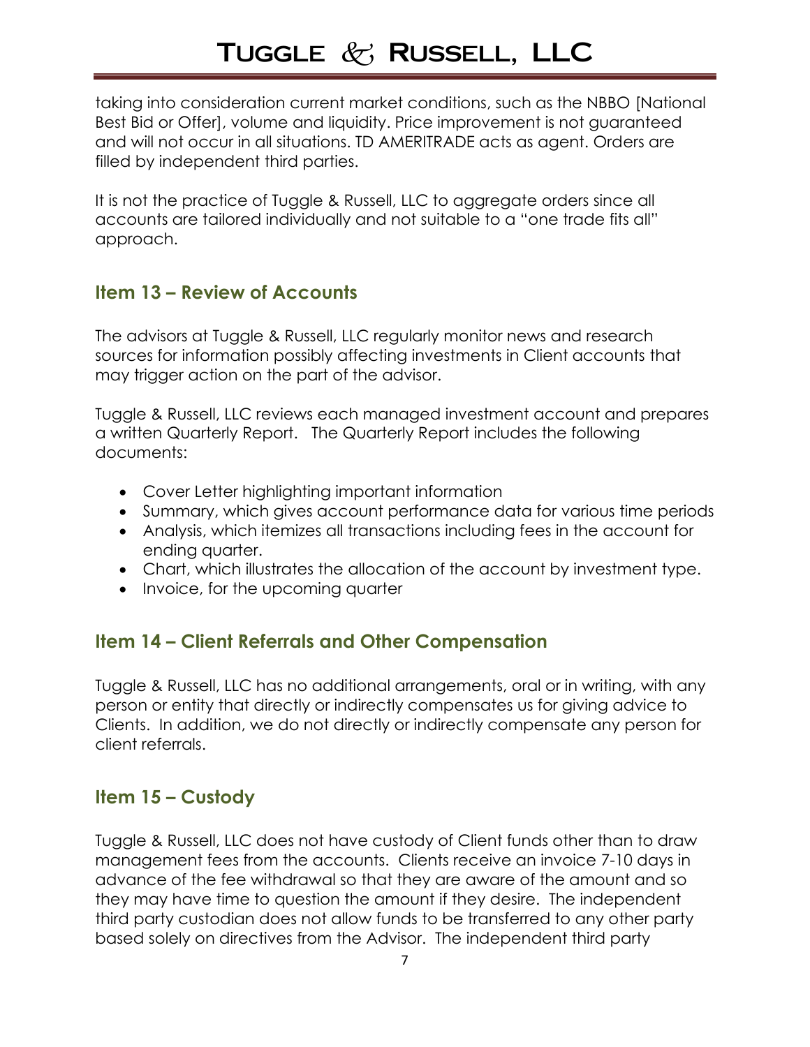taking into consideration current market conditions, such as the NBBO [National Best Bid or Offer], volume and liquidity. Price improvement is not guaranteed and will not occur in all situations. TD AMERITRADE acts as agent. Orders are filled by independent third parties.

It is not the practice of Tuggle & Russell, LLC to aggregate orders since all accounts are tailored individually and not suitable to a "one trade fits all" approach.

## Item 13 – Review of Accounts

The advisors at Tuggle & Russell, LLC regularly monitor news and research sources for information possibly affecting investments in Client accounts that may trigger action on the part of the advisor.

Tuggle & Russell, LLC reviews each managed investment account and prepares a written Quarterly Report. The Quarterly Report includes the following documents:

- Cover Letter highlighting important information
- Summary, which gives account performance data for various time periods
- Analysis, which itemizes all transactions including fees in the account for ending quarter.
- Chart, which illustrates the allocation of the account by investment type.
- Invoice, for the upcoming quarter

## Item 14 – Client Referrals and Other Compensation

Tuggle & Russell, LLC has no additional arrangements, oral or in writing, with any person or entity that directly or indirectly compensates us for giving advice to Clients. In addition, we do not directly or indirectly compensate any person for client referrals.

## Item 15 – Custody

Tuggle & Russell, LLC does not have custody of Client funds other than to draw management fees from the accounts. Clients receive an invoice 7-10 days in advance of the fee withdrawal so that they are aware of the amount and so they may have time to question the amount if they desire. The independent third party custodian does not allow funds to be transferred to any other party based solely on directives from the Advisor. The independent third party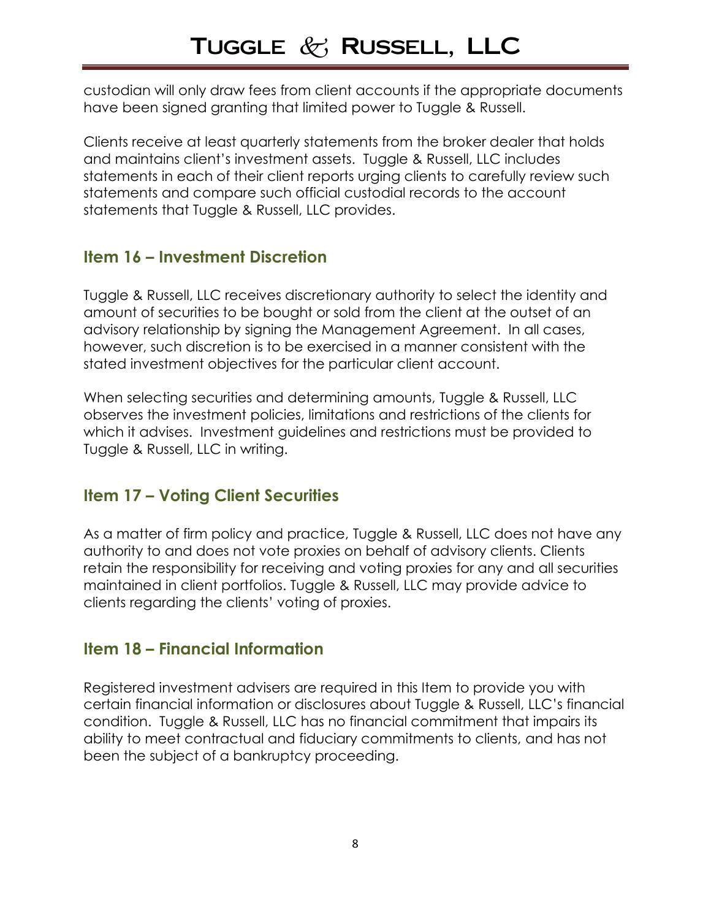custodian will only draw fees from client accounts if the appropriate documents have been signed granting that limited power to Tuggle & Russell.

Clients receive at least quarterly statements from the broker dealer that holds and maintains client's investment assets. Tuggle & Russell, LLC includes statements in each of their client reports urging clients to carefully review such statements and compare such official custodial records to the account statements that Tuggle & Russell, LLC provides.

## Item 16 – Investment Discretion

Tuggle & Russell, LLC receives discretionary authority to select the identity and amount of securities to be bought or sold from the client at the outset of an advisory relationship by signing the Management Agreement. In all cases, however, such discretion is to be exercised in a manner consistent with the stated investment objectives for the particular client account.

When selecting securities and determining amounts, Tuggle & Russell, LLC observes the investment policies, limitations and restrictions of the clients for which it advises. Investment guidelines and restrictions must be provided to Tuggle & Russell, LLC in writing.

## Item 17 – Voting Client Securities

As a matter of firm policy and practice, Tuggle & Russell, LLC does not have any authority to and does not vote proxies on behalf of advisory clients. Clients retain the responsibility for receiving and voting proxies for any and all securities maintained in client portfolios. Tuggle & Russell, LLC may provide advice to clients regarding the clients' voting of proxies.

## Item 18 – Financial Information

Registered investment advisers are required in this Item to provide you with certain financial information or disclosures about Tuggle & Russell, LLC's financial condition. Tuggle & Russell, LLC has no financial commitment that impairs its ability to meet contractual and fiduciary commitments to clients, and has not been the subject of a bankruptcy proceeding.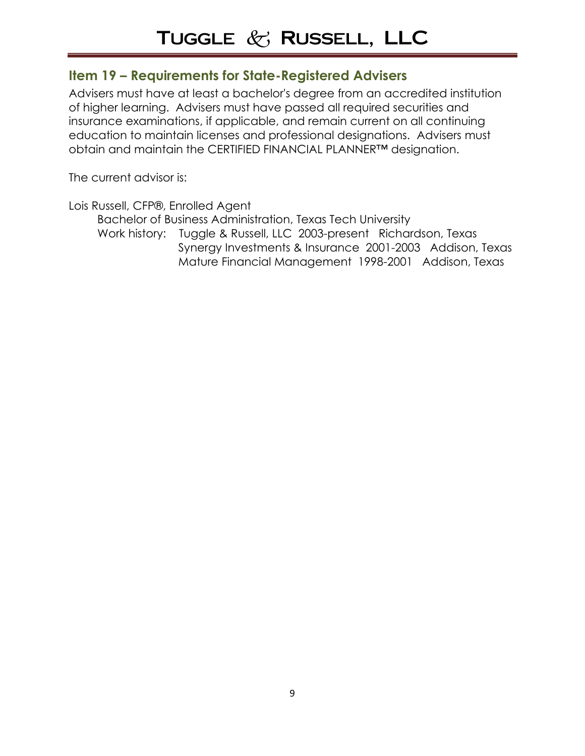## Item 19 – Requirements for State-Registered Advisers

Advisers must have at least a bachelor's degree from an accredited institution of higher learning. Advisers must have passed all required securities and insurance examinations, if applicable, and remain current on all continuing education to maintain licenses and professional designations. Advisers must obtain and maintain the CERTIFIED FINANCIAL PLANNER™ designation.

The current advisor is:

Lois Russell, CFP®, Enrolled Agent

Bachelor of Business Administration, Texas Tech University

Work history: Tuggle & Russell, LLC 2003-present Richardson, Texas
Synergy Investments & Insurance 2001-2003 Addison, Texas
Mature Financial Management 1998-2001 Addison, Texas